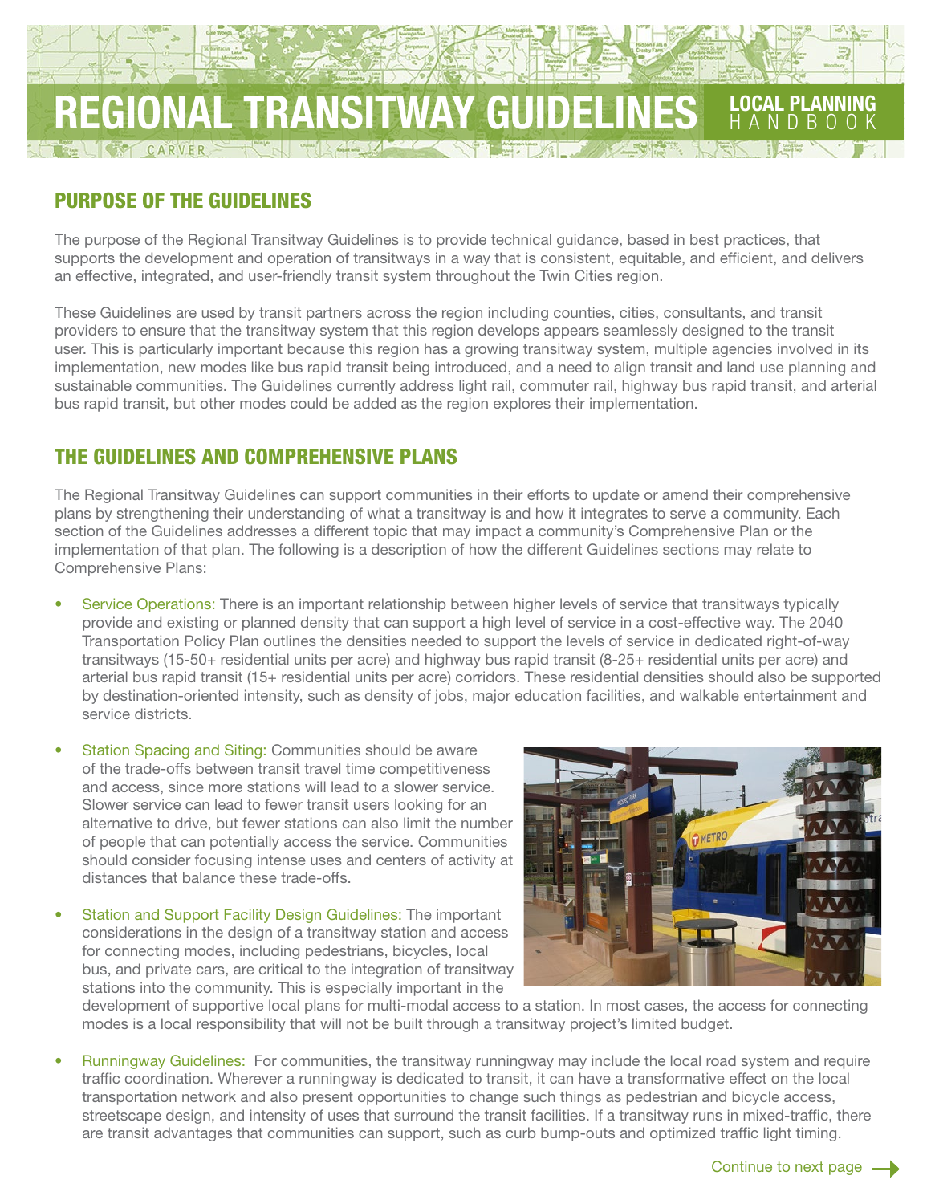# REGIONAL TRANSITWAY GUIDELINES

LOCAL PLANNING HANDBOOK

## PURPOSE OF THE GUIDELINES

The purpose of the Regional Transitway Guidelines is to provide technical guidance, based in best practices, that supports the development and operation of transitways in a way that is consistent, equitable, and efficient, and delivers an effective, integrated, and user-friendly transit system throughout the Twin Cities region.

These Guidelines are used by transit partners across the region including counties, cities, consultants, and transit providers to ensure that the transitway system that this region develops appears seamlessly designed to the transit user. This is particularly important because this region has a growing transitway system, multiple agencies involved in its implementation, new modes like bus rapid transit being introduced, and a need to align transit and land use planning and sustainable communities. The Guidelines currently address light rail, commuter rail, highway bus rapid transit, and arterial bus rapid transit, but other modes could be added as the region explores their implementation.

## THE GUIDELINES AND COMPREHENSIVE PLANS

The Regional Transitway Guidelines can support communities in their efforts to update or amend their comprehensive plans by strengthening their understanding of what a transitway is and how it integrates to serve a community. Each section of the Guidelines addresses a different topic that may impact a community's Comprehensive Plan or the implementation of that plan. The following is a description of how the different Guidelines sections may relate to Comprehensive Plans:

- Service Operations: There is an important relationship between higher levels of service that transitways typically provide and existing or planned density that can support a high level of service in a cost-effective way. The 2040 Transportation Policy Plan outlines the densities needed to support the levels of service in dedicated right-of-way transitways (15-50+ residential units per acre) and highway bus rapid transit (8-25+ residential units per acre) and arterial bus rapid transit (15+ residential units per acre) corridors. These residential densities should also be supported by destination-oriented intensity, such as density of jobs, major education facilities, and walkable entertainment and service districts.
- Station Spacing and Siting: Communities should be aware of the trade-offs between transit travel time competitiveness and access, since more stations will lead to a slower service. Slower service can lead to fewer transit users looking for an alternative to drive, but fewer stations can also limit the number of people that can potentially access the service. Communities should consider focusing intense uses and centers of activity at distances that balance these trade-offs.
- Station and Support Facility Design Guidelines: The important considerations in the design of a transitway station and access for connecting modes, including pedestrians, bicycles, local bus, and private cars, are critical to the integration of transitway stations into the community. This is especially important in the development of supportive local plans for multi-modal access to a station. In most cases, the access for connecting modes is a local responsibility that will not be built through a transitway project's limited budget.
- Runningway Guidelines: For communities, the transitway runningway may include the local road system and require traffic coordination. Wherever a runningway is dedicated to transit, it can have a transformative effect on the local transportation network and also present opportunities to change such things as pedestrian and bicycle access, streetscape design, and intensity of uses that surround the transit facilities. If a transitway runs in mixed-traffic, there are transit advantages that communities can support, such as curb bump-outs and optimized traffic light timing.

Continue to next page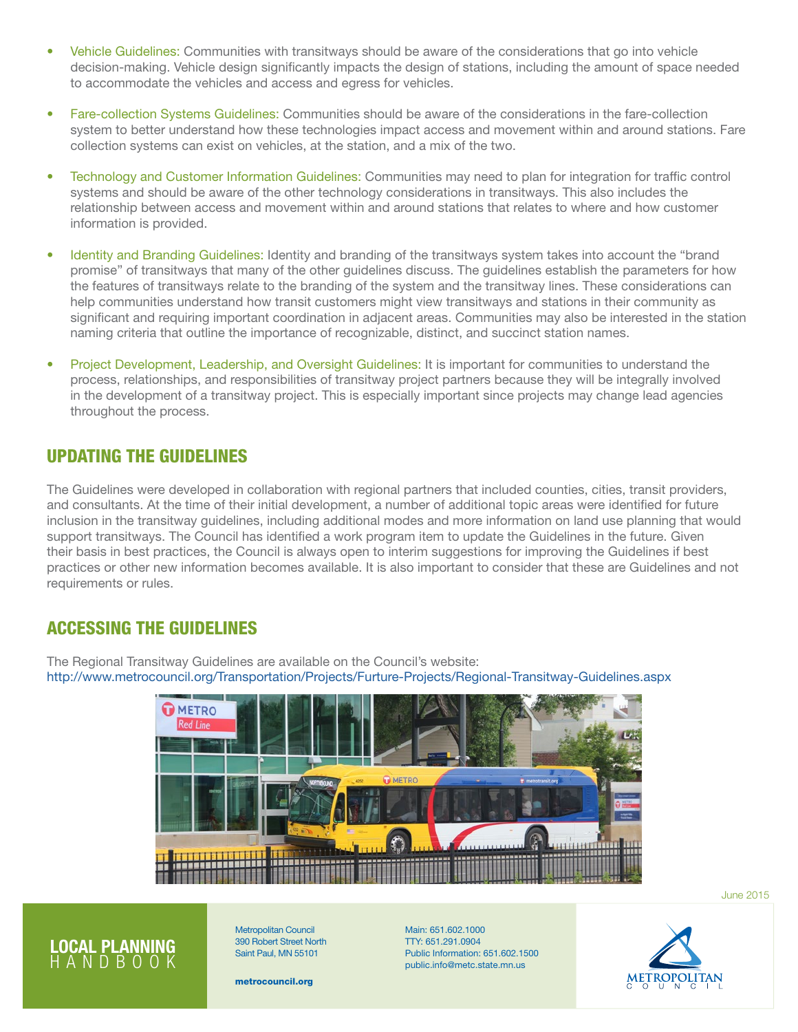- Vehicle Guidelines: Communities with transitways should be aware of the considerations that go into vehicle decision-making. Vehicle design significantly impacts the design of stations, including the amount of space needed to accommodate the vehicles and access and egress for vehicles.

- Fare-collection Systems Guidelines: Communities should be aware of the considerations in the fare-collection system to better understand how these technologies impact access and movement within and around stations. Fare collection systems can exist on vehicles, at the station, and a mix of the two.

- Technology and Customer Information Guidelines: Communities may need to plan for integration for traffic control systems and should be aware of the other technology considerations in transitways. This also includes the relationship between access and movement within and around stations that relates to where and how customer information is provided.

- Identity and Branding Guidelines: Identity and branding of the transitways system takes into account the "brand promise" of transitways that many of the other guidelines discuss. The guidelines establish the parameters for how the features of transitways relate to the branding of the system and the transitway lines. These considerations can help communities understand how transit customers might view transitways and stations in their community as significant and requiring important coordination in adjacent areas. Communities may also be interested in the station naming criteria that outline the importance of recognizable, distinct, and succinct station names.

- Project Development, Leadership, and Oversight Guidelines: It is important for communities to understand the process, relationships, and responsibilities of transitway project partners because they will be integrally involved in the development of a transitway project. This is especially important since projects may change lead agencies throughout the process.

## UPDATING THE GUIDELINES

The Guidelines were developed in collaboration with regional partners that included counties, cities, transit providers, and consultants. At the time of their initial development, a number of additional topic areas were identified for future inclusion in the transitway guidelines, including additional modes and more information on land use planning that would support transitways. The Council has identified a work program item to update the Guidelines in the future. Given their basis in best practices, the Council is always open to interim suggestions for improving the Guidelines if best practices or other new information becomes available. It is also important to consider that these are Guidelines and not requirements or rules.

## ACCESSING THE GUIDELINES

The Regional Transitway Guidelines are available on the Council's website:
http://www.metrocouncil.org/Transportation/Projects/Furture-Projects/Regional-Transitway-Guidelines.aspx

June 2015

LOCAL PLANNING HANDBOOK

Metropolitan Council
390 Robert Street North
Saint Paul, MN 55101

**metrocouncil.org**

Main: 651.602.1000
TTY: 651.291.0904
Public Information: 651.602.1500
public.info@metc.state.mn.us

METROPOLITAN COUNCIL